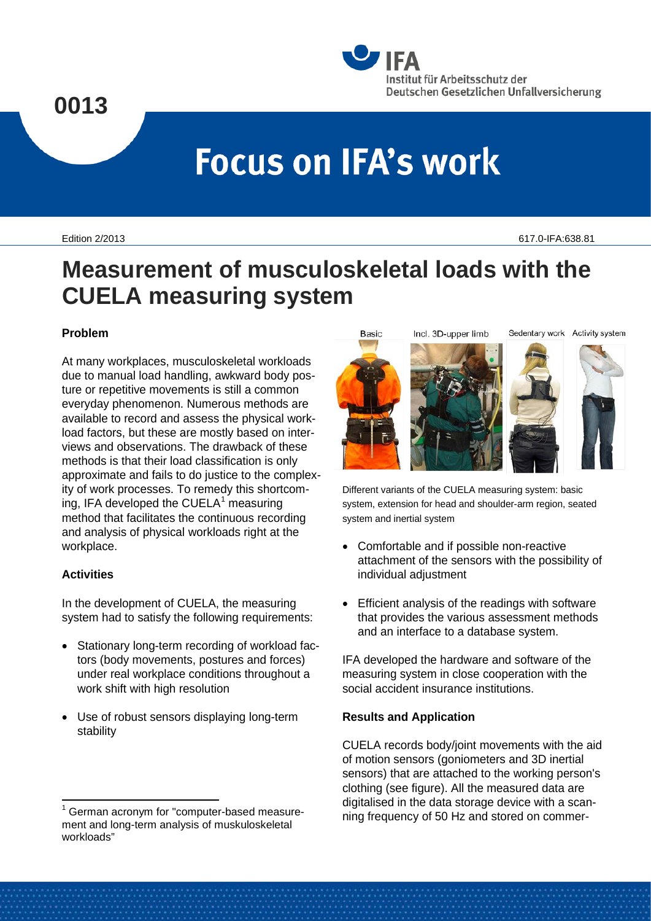# Measurement of musculoskeletal loads with the CUELA measuring system

Edition 2/2013

617.0-IFA:638.81

## Problem

At many workplaces, musculoskeletal workloads due to manual load handling, awkward body posture or repetitive movements is still a common everyday phenomenon. Numerous methods are available to record and assess the physical workload factors, but these are mostly based on interviews and observations. The drawback of these methods is that their load classification is only approximate and fails to do justice to the complexity of work processes. To remedy this shortcoming, IFA developed the CUELA[1] measuring method that facilitates the continuous recording and analysis of physical workloads right at the workplace.

## Activities

In the development of CUELA, the measuring system had to satisfy the following requirements:

- Stationary long-term recording of workload factors (body movements, postures and forces) under real workplace conditions throughout a work shift with high resolution
- Use of robust sensors displaying long-term stability
- Comfortable and if possible non-reactive attachment of the sensors with the possibility of individual adjustment
- Efficient analysis of the readings with software that provides the various assessment methods and an interface to a database system.

Basic | Incl. 3D-upper limb | Sedentary work | Activity system

Different variants of the CUELA measuring system: basic system, extension for head and shoulder-arm region, seated system and inertial system

IFA developed the hardware and software of the measuring system in close cooperation with the social accident insurance institutions.

## Results and Application

CUELA records body/joint movements with the aid of motion sensors (goniometers and 3D inertial sensors) that are attached to the working person's clothing (see figure). All the measured data are digitalised in the data storage device with a scanning frequency of 50 Hz and stored on commer-

[1] German acronym for "computer-based measurement and long-term analysis of muskuloskeletal workloads"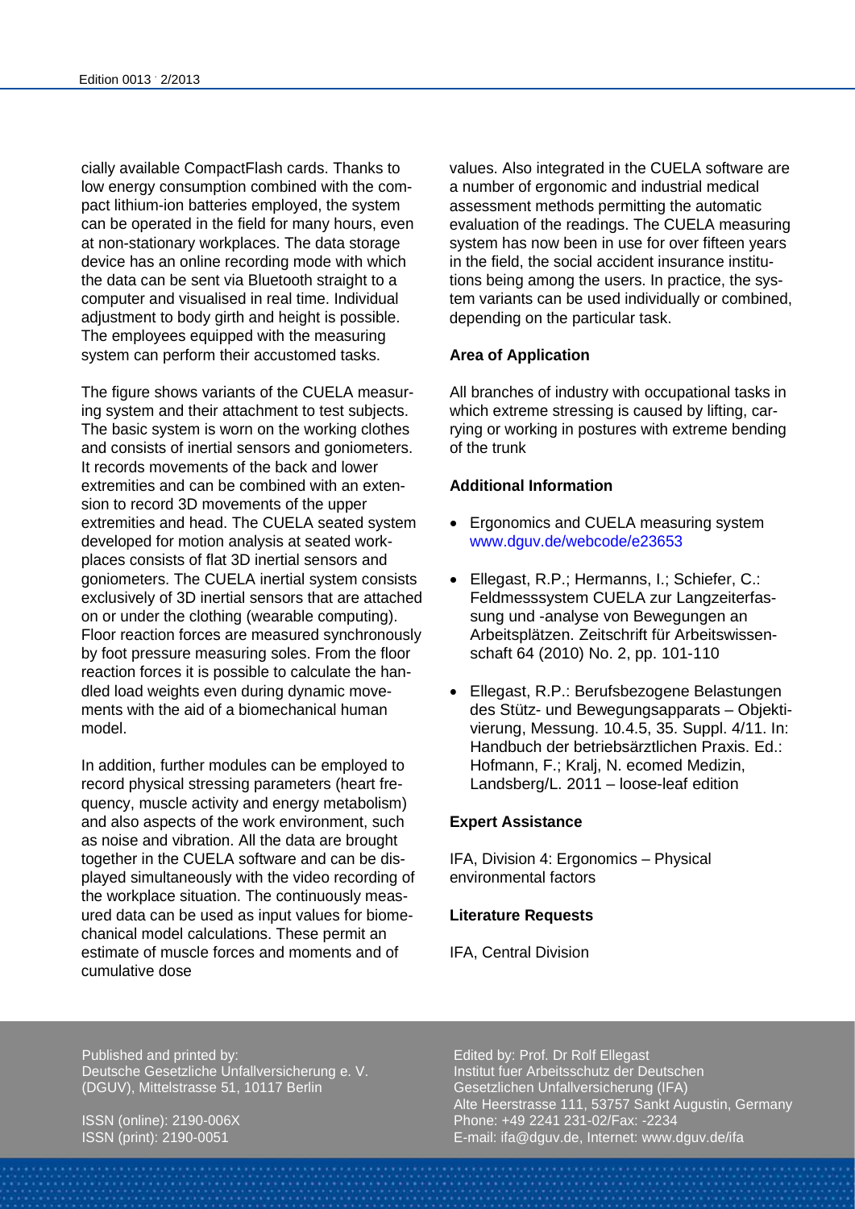cially available CompactFlash cards. Thanks to low energy consumption combined with the compact lithium-ion batteries employed, the system can be operated in the field for many hours, even at non-stationary workplaces. The data storage device has an online recording mode with which the data can be sent via Bluetooth straight to a computer and visualised in real time. Individual adjustment to body girth and height is possible. The employees equipped with the measuring system can perform their accustomed tasks.

The figure shows variants of the CUELA measuring system and their attachment to test subjects. The basic system is worn on the working clothes and consists of inertial sensors and goniometers. It records movements of the back and lower extremities and can be combined with an extension to record 3D movements of the upper extremities and head. The CUELA seated system developed for motion analysis at seated workplaces consists of flat 3D inertial sensors and goniometers. The CUELA inertial system consists exclusively of 3D inertial sensors that are attached on or under the clothing (wearable computing). Floor reaction forces are measured synchronously by foot pressure measuring soles. From the floor reaction forces it is possible to calculate the handled load weights even during dynamic movements with the aid of a biomechanical human model.

In addition, further modules can be employed to record physical stressing parameters (heart frequency, muscle activity and energy metabolism) and also aspects of the work environment, such as noise and vibration. All the data are brought together in the CUELA software and can be displayed simultaneously with the video recording of the workplace situation. The continuously measured data can be used as input values for biomechanical model calculations. These permit an estimate of muscle forces and moments and of cumulative dose values. Also integrated in the CUELA software are a number of ergonomic and industrial medical assessment methods permitting the automatic evaluation of the readings. The CUELA measuring system has now been in use for over fifteen years in the field, the social accident insurance institutions being among the users. In practice, the system variants can be used individually or combined, depending on the particular task.

**Area of Application**

All branches of industry with occupational tasks in which extreme stressing is caused by lifting, carrying or working in postures with extreme bending of the trunk

**Additional Information**

- Ergonomics and CUELA measuring system www.dguv.de/webcode/e23653
- Ellegast, R.P.; Hermanns, I.; Schiefer, C.: Feldmesssystem CUELA zur Langzeiterfassung und -analyse von Bewegungen an Arbeitsplätzen. Zeitschrift für Arbeitswissenschaft 64 (2010) No. 2, pp. 101-110
- Ellegast, R.P.: Berufsbezogene Belastungen des Stütz- und Bewegungsapparats – Objektivierung, Messung. 10.4.5, 35. Suppl. 4/11. In: Handbuch der betriebsärztlichen Praxis. Ed.: Hofmann, F.; Kralj, N. ecomed Medizin, Landsberg/L. 2011 – loose-leaf edition

**Expert Assistance**

IFA, Division 4: Ergonomics – Physical environmental factors

**Literature Requests**

IFA, Central Division

Published and printed by:
Deutsche Gesetzliche Unfallversicherung e. V. (DGUV), Mittelstrasse 51, 10117 Berlin

ISSN (online): 2190-006X
ISSN (print): 2190-0051

Edited by: Prof. Dr Rolf Ellegast
Institut fuer Arbeitsschutz der Deutschen Gesetzlichen Unfallversicherung (IFA)
Alte Heerstrasse 111, 53757 Sankt Augustin, Germany
Phone: +49 2241 231-02/Fax: -2234
E-mail: ifa@dguv.de, Internet: www.dguv.de/ifa